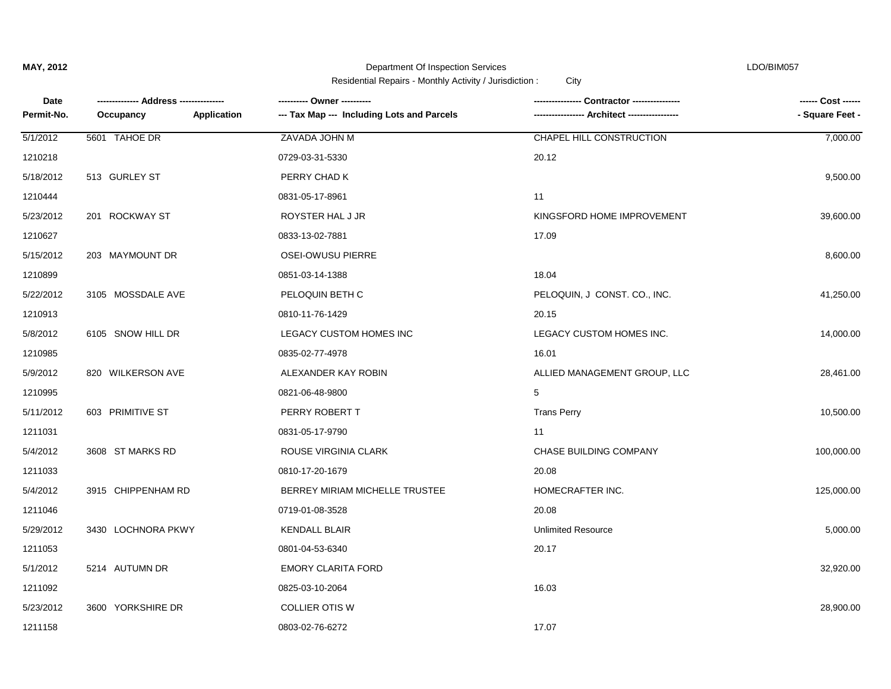**MAY, 2012** Department Of Inspection Services LDO/BIM057

Residential Repairs - Monthly Activity / Jurisdiction : City

| Date<br>Permit-No. | ------------- Address --------------<br>Occupancy Application | ---------- Owner ----------<br>--- Tax Map --- Including Lots and Parcels | --------------- Contractor ---------------<br>----------------- Architect ----------------- | ------ Cost ------<br>- Square Feet - |
|---|---|---|---|---|
| 5/1/2012 | 5601 TAHOE DR | ZAVADA JOHN M | CHAPEL HILL CONSTRUCTION | 7,000.00 |
| 1210218 | | 0729-03-31-5330 | 20.12 | |
| 5/18/2012 | 513 GURLEY ST | PERRY CHAD K | | 9,500.00 |
| 1210444 | | 0831-05-17-8961 | 11 | |
| 5/23/2012 | 201 ROCKWAY ST | ROYSTER HAL J JR | KINGSFORD HOME IMPROVEMENT | 39,600.00 |
| 1210627 | | 0833-13-02-7881 | 17.09 | |
| 5/15/2012 | 203 MAYMOUNT DR | OSEI-OWUSU PIERRE | | 8,600.00 |
| 1210899 | | 0851-03-14-1388 | 18.04 | |
| 5/22/2012 | 3105 MOSSDALE AVE | PELOQUIN BETH C | PELOQUIN, J CONST. CO., INC. | 41,250.00 |
| 1210913 | | 0810-11-76-1429 | 20.15 | |
| 5/8/2012 | 6105 SNOW HILL DR | LEGACY CUSTOM HOMES INC | LEGACY CUSTOM HOMES INC. | 14,000.00 |
| 1210985 | | 0835-02-77-4978 | 16.01 | |
| 5/9/2012 | 820 WILKERSON AVE | ALEXANDER KAY ROBIN | ALLIED MANAGEMENT GROUP, LLC | 28,461.00 |
| 1210995 | | 0821-06-48-9800 | 5 | |
| 5/11/2012 | 603 PRIMITIVE ST | PERRY ROBERT T | Trans Perry | 10,500.00 |
| 1211031 | | 0831-05-17-9790 | 11 | |
| 5/4/2012 | 3608 ST MARKS RD | ROUSE VIRGINIA CLARK | CHASE BUILDING COMPANY | 100,000.00 |
| 1211033 | | 0810-17-20-1679 | 20.08 | |
| 5/4/2012 | 3915 CHIPPENHAM RD | BERREY MIRIAM MICHELLE TRUSTEE | HOMECRAFTER INC. | 125,000.00 |
| 1211046 | | 0719-01-08-3528 | 20.08 | |
| 5/29/2012 | 3430 LOCHNORA PKWY | KENDALL BLAIR | Unlimited Resource | 5,000.00 |
| 1211053 | | 0801-04-53-6340 | 20.17 | |
| 5/1/2012 | 5214 AUTUMN DR | EMORY CLARITA FORD | | 32,920.00 |
| 1211092 | | 0825-03-10-2064 | 16.03 | |
| 5/23/2012 | 3600 YORKSHIRE DR | COLLIER OTIS W | | 28,900.00 |
| 1211158 | | 0803-02-76-6272 | 17.07 | |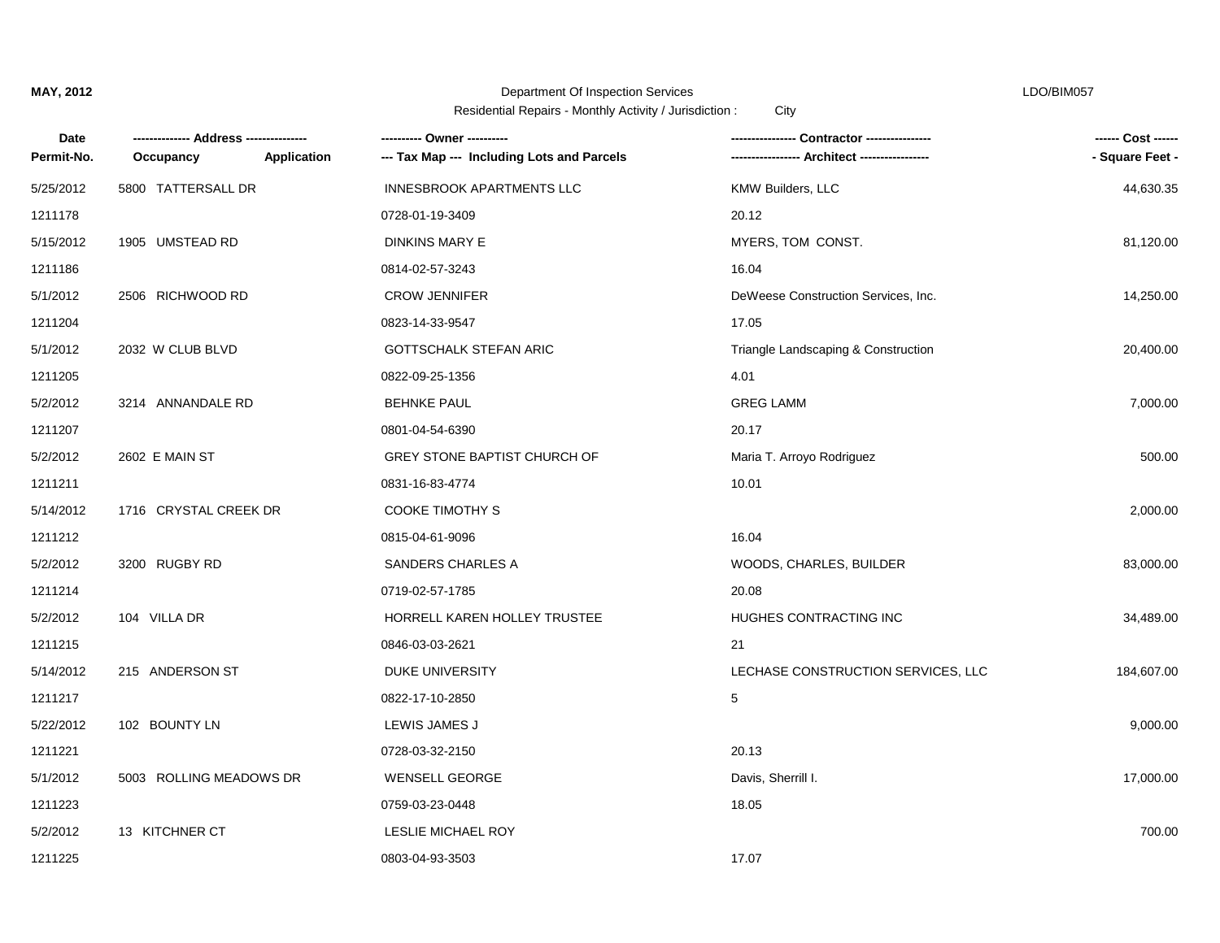MAY, 2012 Department Of Inspection Services LDO/BIM057

Residential Repairs - Monthly Activity / Jurisdiction : City

| Date<br>Permit-No. | ------------- Address --------------<br>Occupancy Application | ---------- Owner ----------<br>--- Tax Map --- Including Lots and Parcels | ---------------- Contractor ----------------<br>----------------- Architect ----------------- | ------ Cost ------<br>- Square Feet - |
|---|---|---|---|---|
| 5/25/2012 | 5800 TATTERSALL DR | INNESBROOK APARTMENTS LLC | KMW Builders, LLC | 44,630.35 |
| 1211178 | | 0728-01-19-3409 | 20.12 | |
| 5/15/2012 | 1905 UMSTEAD RD | DINKINS MARY E | MYERS, TOM CONST. | 81,120.00 |
| 1211186 | | 0814-02-57-3243 | 16.04 | |
| 5/1/2012 | 2506 RICHWOOD RD | CROW JENNIFER | DeWeese Construction Services, Inc. | 14,250.00 |
| 1211204 | | 0823-14-33-9547 | 17.05 | |
| 5/1/2012 | 2032 W CLUB BLVD | GOTTSCHALK STEFAN ARIC | Triangle Landscaping & Construction | 20,400.00 |
| 1211205 | | 0822-09-25-1356 | 4.01 | |
| 5/2/2012 | 3214 ANNANDALE RD | BEHNKE PAUL | GREG LAMM | 7,000.00 |
| 1211207 | | 0801-04-54-6390 | 20.17 | |
| 5/2/2012 | 2602 E MAIN ST | GREY STONE BAPTIST CHURCH OF | Maria T. Arroyo Rodriguez | 500.00 |
| 1211211 | | 0831-16-83-4774 | 10.01 | |
| 5/14/2012 | 1716 CRYSTAL CREEK DR | COOKE TIMOTHY S | | 2,000.00 |
| 1211212 | | 0815-04-61-9096 | 16.04 | |
| 5/2/2012 | 3200 RUGBY RD | SANDERS CHARLES A | WOODS, CHARLES, BUILDER | 83,000.00 |
| 1211214 | | 0719-02-57-1785 | 20.08 | |
| 5/2/2012 | 104 VILLA DR | HORRELL KAREN HOLLEY TRUSTEE | HUGHES CONTRACTING INC | 34,489.00 |
| 1211215 | | 0846-03-03-2621 | 21 | |
| 5/14/2012 | 215 ANDERSON ST | DUKE UNIVERSITY | LECHASE CONSTRUCTION SERVICES, LLC | 184,607.00 |
| 1211217 | | 0822-17-10-2850 | 5 | |
| 5/22/2012 | 102 BOUNTY LN | LEWIS JAMES J | | 9,000.00 |
| 1211221 | | 0728-03-32-2150 | 20.13 | |
| 5/1/2012 | 5003 ROLLING MEADOWS DR | WENSELL GEORGE | Davis, Sherrill I. | 17,000.00 |
| 1211223 | | 0759-03-23-0448 | 18.05 | |
| 5/2/2012 | 13 KITCHNER CT | LESLIE MICHAEL ROY | | 700.00 |
| 1211225 | | 0803-04-93-3503 | 17.07 | |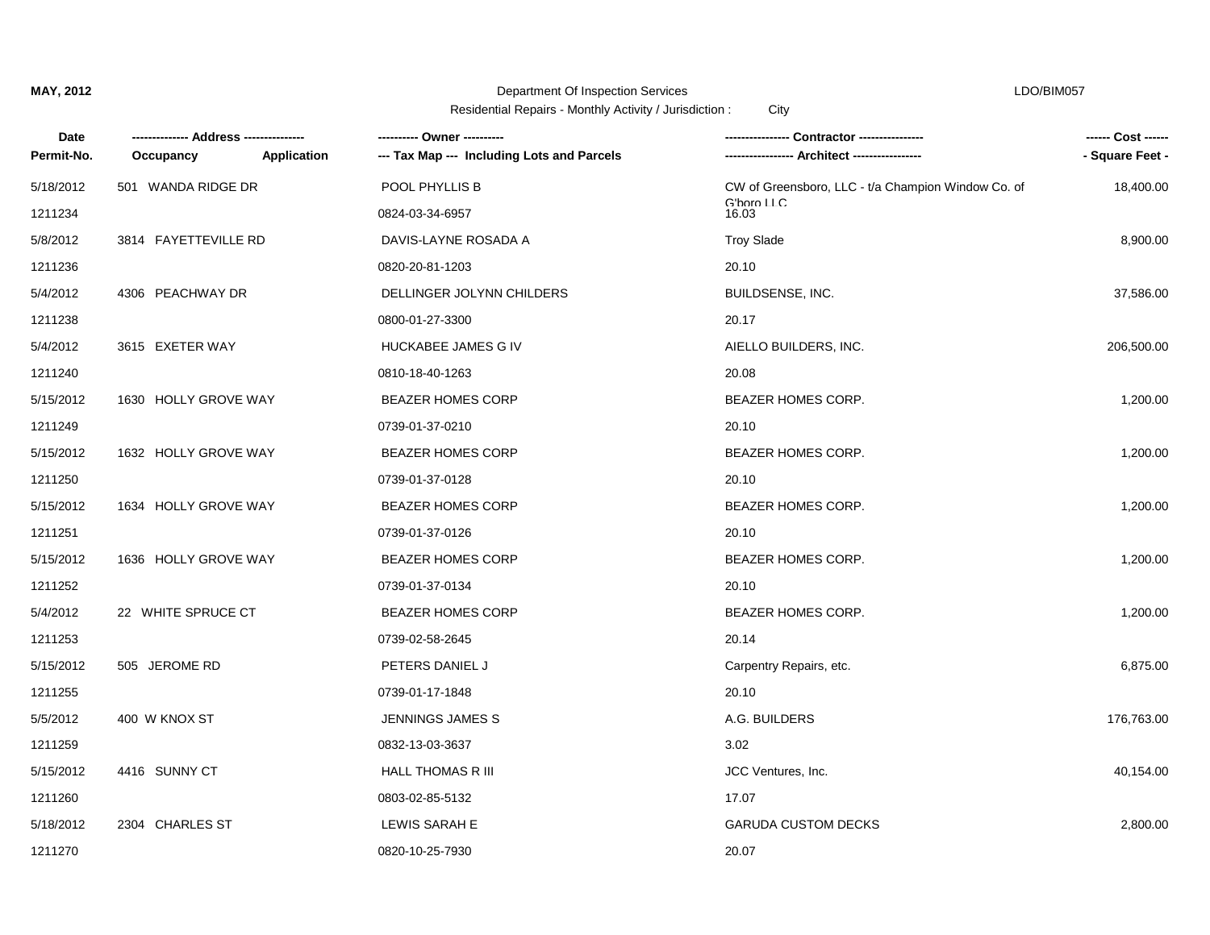MAY, 2012 | Department Of Inspection Services | LDO/BIM057

Residential Repairs - Monthly Activity / Jurisdiction : City

| Date / Permit-No. | Address / Occupancy / Application | Owner / Tax Map --- Including Lots and Parcels | Contractor / Architect | Cost / Square Feet |
|---|---|---|---|---|
| 5/18/2012<br>1211234 | 501 WANDA RIDGE DR | POOL PHYLLIS B<br>0824-03-34-6957 | CW of Greensboro, LLC - t/a Champion Window Co. of G'boro LLC<br>16.03 | 18,400.00 |
| 5/8/2012<br>1211236 | 3814 FAYETTEVILLE RD | DAVIS-LAYNE ROSADA A<br>0820-20-81-1203 | Troy Slade<br>20.10 | 8,900.00 |
| 5/4/2012<br>1211238 | 4306 PEACHWAY DR | DELLINGER JOLYNN CHILDERS<br>0800-01-27-3300 | BUILDSENSE, INC.<br>20.17 | 37,586.00 |
| 5/4/2012<br>1211240 | 3615 EXETER WAY | HUCKABEE JAMES G IV<br>0810-18-40-1263 | AIELLO BUILDERS, INC.<br>20.08 | 206,500.00 |
| 5/15/2012<br>1211249 | 1630 HOLLY GROVE WAY | BEAZER HOMES CORP<br>0739-01-37-0210 | BEAZER HOMES CORP.<br>20.10 | 1,200.00 |
| 5/15/2012<br>1211250 | 1632 HOLLY GROVE WAY | BEAZER HOMES CORP<br>0739-01-37-0128 | BEAZER HOMES CORP.<br>20.10 | 1,200.00 |
| 5/15/2012<br>1211251 | 1634 HOLLY GROVE WAY | BEAZER HOMES CORP<br>0739-01-37-0126 | BEAZER HOMES CORP.<br>20.10 | 1,200.00 |
| 5/15/2012<br>1211252 | 1636 HOLLY GROVE WAY | BEAZER HOMES CORP<br>0739-01-37-0134 | BEAZER HOMES CORP.<br>20.10 | 1,200.00 |
| 5/4/2012<br>1211253 | 22 WHITE SPRUCE CT | BEAZER HOMES CORP<br>0739-02-58-2645 | BEAZER HOMES CORP.<br>20.14 | 1,200.00 |
| 5/15/2012<br>1211255 | 505 JEROME RD | PETERS DANIEL J<br>0739-01-17-1848 | Carpentry Repairs, etc.<br>20.10 | 6,875.00 |
| 5/5/2012<br>1211259 | 400 W KNOX ST | JENNINGS JAMES S<br>0832-13-03-3637 | A.G. BUILDERS<br>3.02 | 176,763.00 |
| 5/15/2012<br>1211260 | 4416 SUNNY CT | HALL THOMAS R III<br>0803-02-85-5132 | JCC Ventures, Inc.<br>17.07 | 40,154.00 |
| 5/18/2012<br>1211270 | 2304 CHARLES ST | LEWIS SARAH E<br>0820-10-25-7930 | GARUDA CUSTOM DECKS<br>20.07 | 2,800.00 |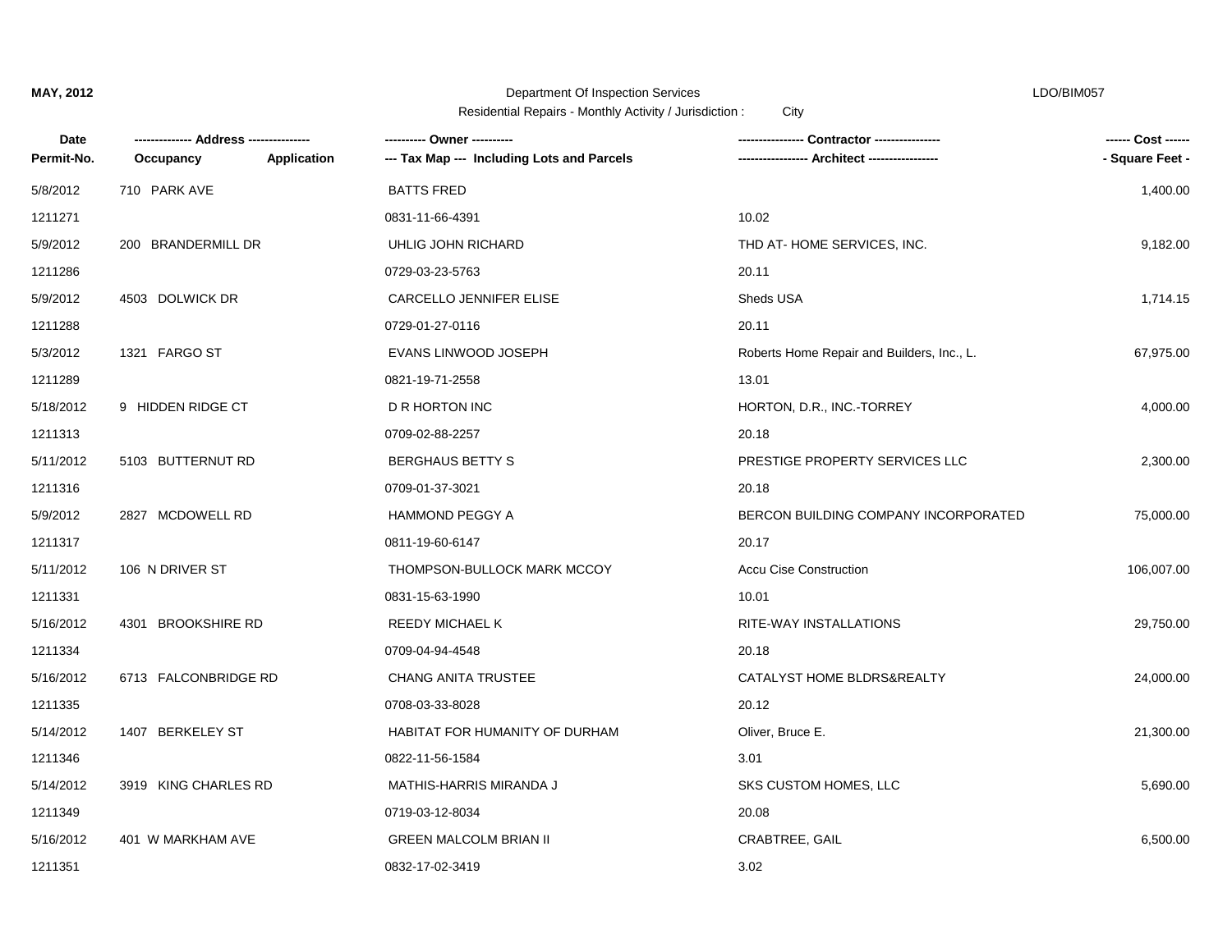**MAY, 2012** Department Of Inspection Services LDO/BIM057

Residential Repairs - Monthly Activity / Jurisdiction : City

| Date<br>Permit-No. | ------------- Address --------------<br>Occupancy Application | ---------- Owner ----------<br>--- Tax Map --- Including Lots and Parcels | --------------- Contractor ---------------<br>---------------- Architect ---------------- | ------ Cost ------<br>- Square Feet - |
|---|---|---|---|---|
| 5/8/2012 | 710 PARK AVE | BATTS FRED | | 1,400.00 |
| 1211271 | | 0831-11-66-4391 | 10.02 | |
| 5/9/2012 | 200 BRANDERMILL DR | UHLIG JOHN RICHARD | THD AT- HOME SERVICES, INC. | 9,182.00 |
| 1211286 | | 0729-03-23-5763 | 20.11 | |
| 5/9/2012 | 4503 DOLWICK DR | CARCELLO JENNIFER ELISE | Sheds USA | 1,714.15 |
| 1211288 | | 0729-01-27-0116 | 20.11 | |
| 5/3/2012 | 1321 FARGO ST | EVANS LINWOOD JOSEPH | Roberts Home Repair and Builders, Inc., L. | 67,975.00 |
| 1211289 | | 0821-19-71-2558 | 13.01 | |
| 5/18/2012 | 9 HIDDEN RIDGE CT | D R HORTON INC | HORTON, D.R., INC.-TORREY | 4,000.00 |
| 1211313 | | 0709-02-88-2257 | 20.18 | |
| 5/11/2012 | 5103 BUTTERNUT RD | BERGHAUS BETTY S | PRESTIGE PROPERTY SERVICES LLC | 2,300.00 |
| 1211316 | | 0709-01-37-3021 | 20.18 | |
| 5/9/2012 | 2827 MCDOWELL RD | HAMMOND PEGGY A | BERCON BUILDING COMPANY INCORPORATED | 75,000.00 |
| 1211317 | | 0811-19-60-6147 | 20.17 | |
| 5/11/2012 | 106 N DRIVER ST | THOMPSON-BULLOCK MARK MCCOY | Accu Cise Construction | 106,007.00 |
| 1211331 | | 0831-15-63-1990 | 10.01 | |
| 5/16/2012 | 4301 BROOKSHIRE RD | REEDY MICHAEL K | RITE-WAY INSTALLATIONS | 29,750.00 |
| 1211334 | | 0709-04-94-4548 | 20.18 | |
| 5/16/2012 | 6713 FALCONBRIDGE RD | CHANG ANITA TRUSTEE | CATALYST HOME BLDRS&REALTY | 24,000.00 |
| 1211335 | | 0708-03-33-8028 | 20.12 | |
| 5/14/2012 | 1407 BERKELEY ST | HABITAT FOR HUMANITY OF DURHAM | Oliver, Bruce E. | 21,300.00 |
| 1211346 | | 0822-11-56-1584 | 3.01 | |
| 5/14/2012 | 3919 KING CHARLES RD | MATHIS-HARRIS MIRANDA J | SKS CUSTOM HOMES, LLC | 5,690.00 |
| 1211349 | | 0719-03-12-8034 | 20.08 | |
| 5/16/2012 | 401 W MARKHAM AVE | GREEN MALCOLM BRIAN II | CRABTREE, GAIL | 6,500.00 |
| 1211351 | | 0832-17-02-3419 | 3.02 | |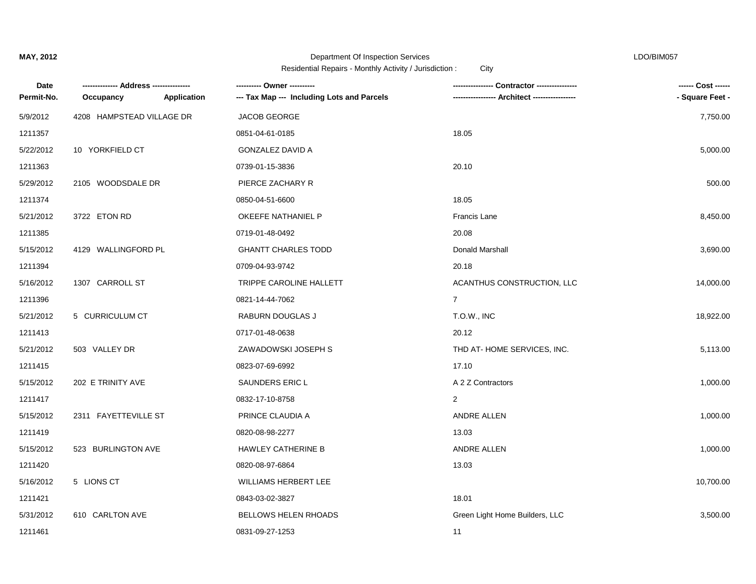**MAY, 2012** Department Of Inspection Services LDO/BIM057

Residential Repairs - Monthly Activity / Jurisdiction : City

| Date / Permit-No. | Address / Occupancy / Application | Owner / Tax Map --- Including Lots and Parcels | Contractor / Architect | Cost / Square Feet |
|---|---|---|---|---|
| 5/9/2012 | 4208 HAMPSTEAD VILLAGE DR | JACOB GEORGE | | 7,750.00 |
| 1211357 | | 0851-04-61-0185 | 18.05 | |
| 5/22/2012 | 10 YORKFIELD CT | GONZALEZ DAVID A | | 5,000.00 |
| 1211363 | | 0739-01-15-3836 | 20.10 | |
| 5/29/2012 | 2105 WOODSDALE DR | PIERCE ZACHARY R | | 500.00 |
| 1211374 | | 0850-04-51-6600 | 18.05 | |
| 5/21/2012 | 3722 ETON RD | OKEEFE NATHANIEL P | Francis Lane | 8,450.00 |
| 1211385 | | 0719-01-48-0492 | 20.08 | |
| 5/15/2012 | 4129 WALLINGFORD PL | GHANTT CHARLES TODD | Donald Marshall | 3,690.00 |
| 1211394 | | 0709-04-93-9742 | 20.18 | |
| 5/16/2012 | 1307 CARROLL ST | TRIPPE CAROLINE HALLETT | ACANTHUS CONSTRUCTION, LLC | 14,000.00 |
| 1211396 | | 0821-14-44-7062 | 7 | |
| 5/21/2012 | 5 CURRICULUM CT | RABURN DOUGLAS J | T.O.W., INC | 18,922.00 |
| 1211413 | | 0717-01-48-0638 | 20.12 | |
| 5/21/2012 | 503 VALLEY DR | ZAWADOWSKI JOSEPH S | THD AT- HOME SERVICES, INC. | 5,113.00 |
| 1211415 | | 0823-07-69-6992 | 17.10 | |
| 5/15/2012 | 202 E TRINITY AVE | SAUNDERS ERIC L | A 2 Z Contractors | 1,000.00 |
| 1211417 | | 0832-17-10-8758 | 2 | |
| 5/15/2012 | 2311 FAYETTEVILLE ST | PRINCE CLAUDIA A | ANDRE ALLEN | 1,000.00 |
| 1211419 | | 0820-08-98-2277 | 13.03 | |
| 5/15/2012 | 523 BURLINGTON AVE | HAWLEY CATHERINE B | ANDRE ALLEN | 1,000.00 |
| 1211420 | | 0820-08-97-6864 | 13.03 | |
| 5/16/2012 | 5 LIONS CT | WILLIAMS HERBERT LEE | | 10,700.00 |
| 1211421 | | 0843-03-02-3827 | 18.01 | |
| 5/31/2012 | 610 CARLTON AVE | BELLOWS HELEN RHOADS | Green Light Home Builders, LLC | 3,500.00 |
| 1211461 | | 0831-09-27-1253 | 11 | |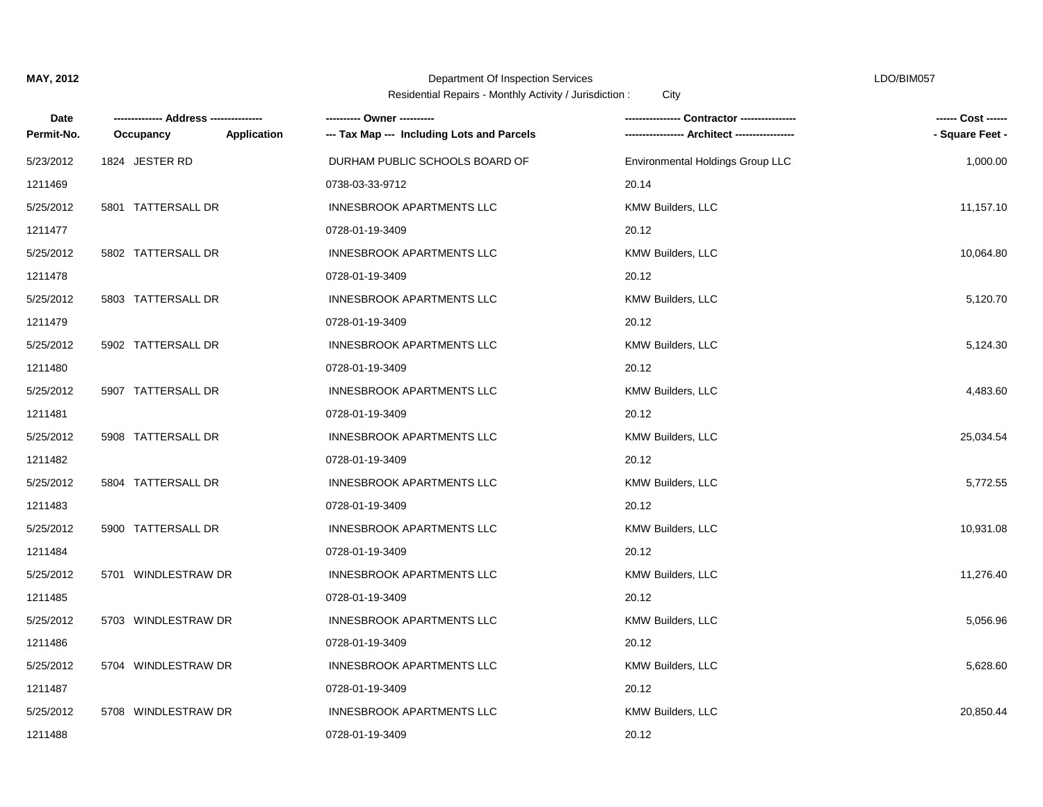**MAY, 2012** Department Of Inspection Services LDO/BIM057

Residential Repairs - Monthly Activity / Jurisdiction : City

| Date<br>Permit-No. | ------------- Address --------------<br>Occupancy | Application | ---------- Owner ----------<br>--- Tax Map --- Including Lots and Parcels | --------------- Contractor ---------------<br>---------------- Architect ---------------- | ------ Cost ------<br>- Square Feet - |
|---|---|---|---|---|---|
| 5/23/2012 | 1824 JESTER RD | | DURHAM PUBLIC SCHOOLS BOARD OF | Environmental Holdings Group LLC | 1,000.00 |
| 1211469 | | | 0738-03-33-9712 | 20.14 | |
| 5/25/2012 | 5801 TATTERSALL DR | | INNESBROOK APARTMENTS LLC | KMW Builders, LLC | 11,157.10 |
| 1211477 | | | 0728-01-19-3409 | 20.12 | |
| 5/25/2012 | 5802 TATTERSALL DR | | INNESBROOK APARTMENTS LLC | KMW Builders, LLC | 10,064.80 |
| 1211478 | | | 0728-01-19-3409 | 20.12 | |
| 5/25/2012 | 5803 TATTERSALL DR | | INNESBROOK APARTMENTS LLC | KMW Builders, LLC | 5,120.70 |
| 1211479 | | | 0728-01-19-3409 | 20.12 | |
| 5/25/2012 | 5902 TATTERSALL DR | | INNESBROOK APARTMENTS LLC | KMW Builders, LLC | 5,124.30 |
| 1211480 | | | 0728-01-19-3409 | 20.12 | |
| 5/25/2012 | 5907 TATTERSALL DR | | INNESBROOK APARTMENTS LLC | KMW Builders, LLC | 4,483.60 |
| 1211481 | | | 0728-01-19-3409 | 20.12 | |
| 5/25/2012 | 5908 TATTERSALL DR | | INNESBROOK APARTMENTS LLC | KMW Builders, LLC | 25,034.54 |
| 1211482 | | | 0728-01-19-3409 | 20.12 | |
| 5/25/2012 | 5804 TATTERSALL DR | | INNESBROOK APARTMENTS LLC | KMW Builders, LLC | 5,772.55 |
| 1211483 | | | 0728-01-19-3409 | 20.12 | |
| 5/25/2012 | 5900 TATTERSALL DR | | INNESBROOK APARTMENTS LLC | KMW Builders, LLC | 10,931.08 |
| 1211484 | | | 0728-01-19-3409 | 20.12 | |
| 5/25/2012 | 5701 WINDLESTRAW DR | | INNESBROOK APARTMENTS LLC | KMW Builders, LLC | 11,276.40 |
| 1211485 | | | 0728-01-19-3409 | 20.12 | |
| 5/25/2012 | 5703 WINDLESTRAW DR | | INNESBROOK APARTMENTS LLC | KMW Builders, LLC | 5,056.96 |
| 1211486 | | | 0728-01-19-3409 | 20.12 | |
| 5/25/2012 | 5704 WINDLESTRAW DR | | INNESBROOK APARTMENTS LLC | KMW Builders, LLC | 5,628.60 |
| 1211487 | | | 0728-01-19-3409 | 20.12 | |
| 5/25/2012 | 5708 WINDLESTRAW DR | | INNESBROOK APARTMENTS LLC | KMW Builders, LLC | 20,850.44 |
| 1211488 | | | 0728-01-19-3409 | 20.12 | |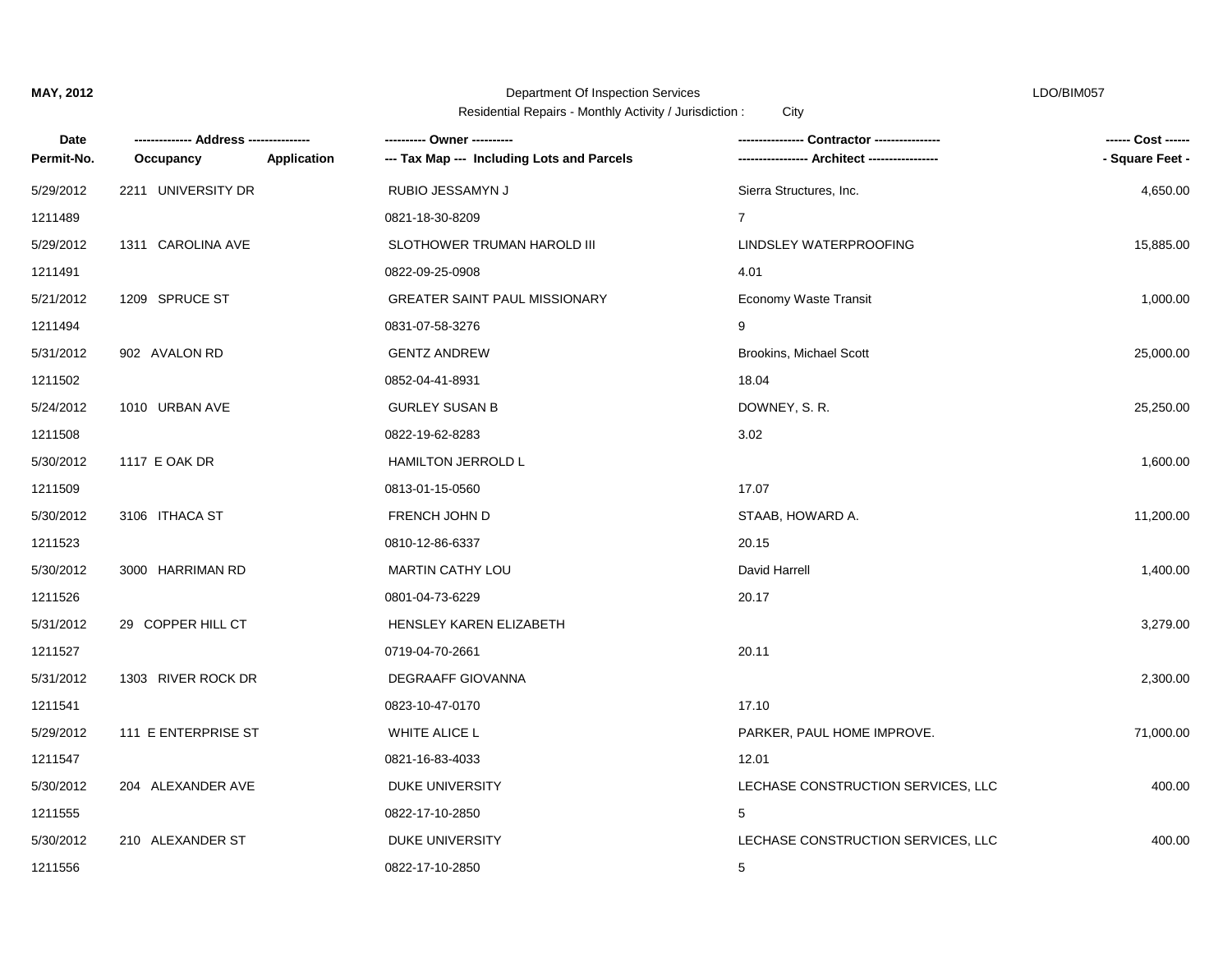**MAY, 2012** Department Of Inspection Services LDO/BIM057

Residential Repairs - Monthly Activity / Jurisdiction : City

| Date<br>Permit-No. | ------------- Address --------------<br>Occupancy | Application | ---------- Owner ----------<br>--- Tax Map --- Including Lots and Parcels | --------------- Contractor ---------------<br>---------------- Architect ---------------- | ------ Cost ------<br>- Square Feet - |
|---|---|---|---|---|---|
| 5/29/2012 | 2211 UNIVERSITY DR | | RUBIO JESSAMYN J | Sierra Structures, Inc. | 4,650.00 |
| 1211489 | | | 0821-18-30-8209 | 7 | |
| 5/29/2012 | 1311 CAROLINA AVE | | SLOTHOWER TRUMAN HAROLD III | LINDSLEY WATERPROOFING | 15,885.00 |
| 1211491 | | | 0822-09-25-0908 | 4.01 | |
| 5/21/2012 | 1209 SPRUCE ST | | GREATER SAINT PAUL MISSIONARY | Economy Waste Transit | 1,000.00 |
| 1211494 | | | 0831-07-58-3276 | 9 | |
| 5/31/2012 | 902 AVALON RD | | GENTZ ANDREW | Brookins, Michael Scott | 25,000.00 |
| 1211502 | | | 0852-04-41-8931 | 18.04 | |
| 5/24/2012 | 1010 URBAN AVE | | GURLEY SUSAN B | DOWNEY, S. R. | 25,250.00 |
| 1211508 | | | 0822-19-62-8283 | 3.02 | |
| 5/30/2012 | 1117 E OAK DR | | HAMILTON JERROLD L | | 1,600.00 |
| 1211509 | | | 0813-01-15-0560 | 17.07 | |
| 5/30/2012 | 3106 ITHACA ST | | FRENCH JOHN D | STAAB, HOWARD A. | 11,200.00 |
| 1211523 | | | 0810-12-86-6337 | 20.15 | |
| 5/30/2012 | 3000 HARRIMAN RD | | MARTIN CATHY LOU | David Harrell | 1,400.00 |
| 1211526 | | | 0801-04-73-6229 | 20.17 | |
| 5/31/2012 | 29 COPPER HILL CT | | HENSLEY KAREN ELIZABETH | | 3,279.00 |
| 1211527 | | | 0719-04-70-2661 | 20.11 | |
| 5/31/2012 | 1303 RIVER ROCK DR | | DEGRAAFF GIOVANNA | | 2,300.00 |
| 1211541 | | | 0823-10-47-0170 | 17.10 | |
| 5/29/2012 | 111 E ENTERPRISE ST | | WHITE ALICE L | PARKER, PAUL HOME IMPROVE. | 71,000.00 |
| 1211547 | | | 0821-16-83-4033 | 12.01 | |
| 5/30/2012 | 204 ALEXANDER AVE | | DUKE UNIVERSITY | LECHASE CONSTRUCTION SERVICES, LLC | 400.00 |
| 1211555 | | | 0822-17-10-2850 | 5 | |
| 5/30/2012 | 210 ALEXANDER ST | | DUKE UNIVERSITY | LECHASE CONSTRUCTION SERVICES, LLC | 400.00 |
| 1211556 | | | 0822-17-10-2850 | 5 | |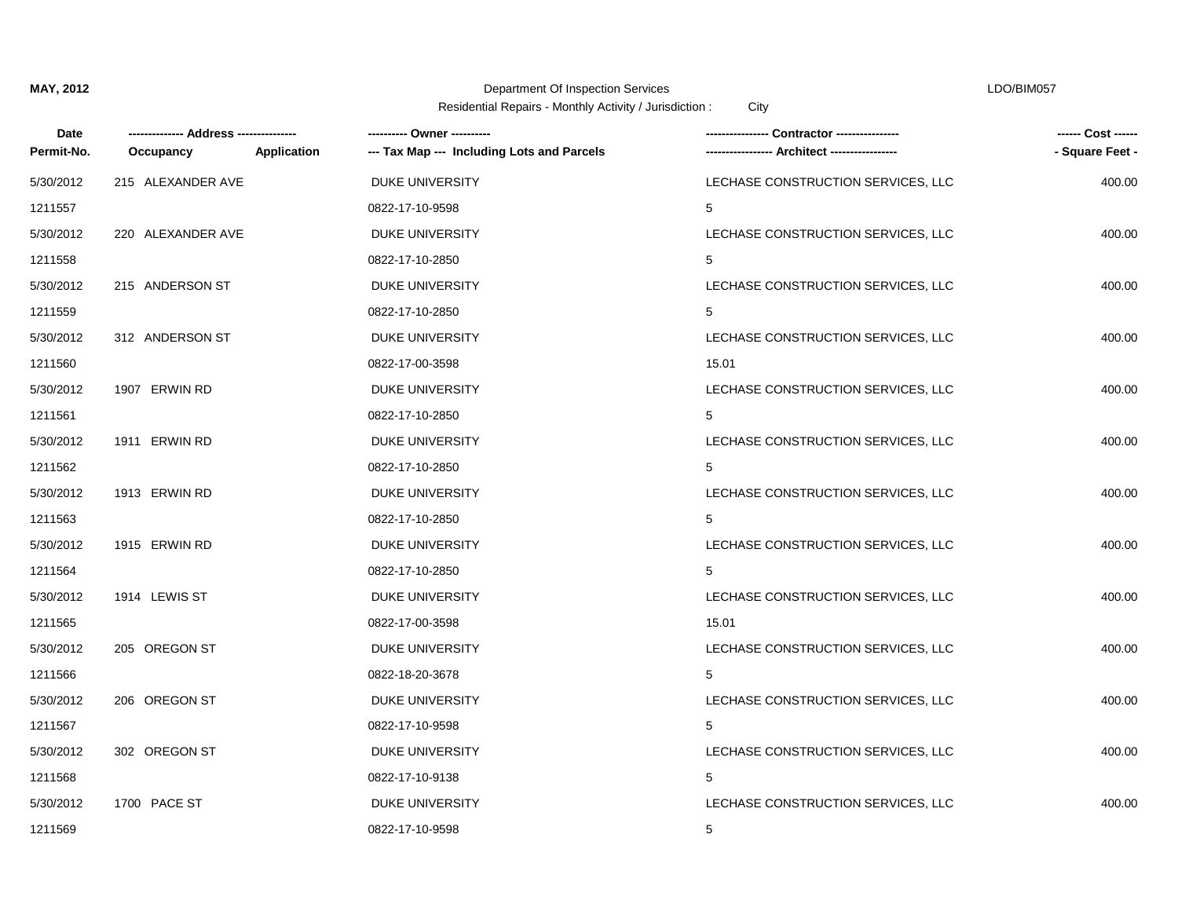**MAY, 2012**

Department Of Inspection Services

Residential Repairs - Monthly Activity / Jurisdiction : City

LDO/BIM057

| Date<br>Permit-No. | ------------- Address --------------<br>Occupancy | Application | ---------- Owner ----------<br>--- Tax Map --- Including Lots and Parcels | ---------------- Contractor ----------------<br>----------------- Architect ----------------- | ------ Cost ------<br>- Square Feet - |
|---|---|---|---|---|---|
| 5/30/2012 | 215 ALEXANDER AVE | | DUKE UNIVERSITY | LECHASE CONSTRUCTION SERVICES, LLC | 400.00 |
| 1211557 | | | 0822-17-10-9598 | 5 | |
| 5/30/2012 | 220 ALEXANDER AVE | | DUKE UNIVERSITY | LECHASE CONSTRUCTION SERVICES, LLC | 400.00 |
| 1211558 | | | 0822-17-10-2850 | 5 | |
| 5/30/2012 | 215 ANDERSON ST | | DUKE UNIVERSITY | LECHASE CONSTRUCTION SERVICES, LLC | 400.00 |
| 1211559 | | | 0822-17-10-2850 | 5 | |
| 5/30/2012 | 312 ANDERSON ST | | DUKE UNIVERSITY | LECHASE CONSTRUCTION SERVICES, LLC | 400.00 |
| 1211560 | | | 0822-17-00-3598 | 15.01 | |
| 5/30/2012 | 1907 ERWIN RD | | DUKE UNIVERSITY | LECHASE CONSTRUCTION SERVICES, LLC | 400.00 |
| 1211561 | | | 0822-17-10-2850 | 5 | |
| 5/30/2012 | 1911 ERWIN RD | | DUKE UNIVERSITY | LECHASE CONSTRUCTION SERVICES, LLC | 400.00 |
| 1211562 | | | 0822-17-10-2850 | 5 | |
| 5/30/2012 | 1913 ERWIN RD | | DUKE UNIVERSITY | LECHASE CONSTRUCTION SERVICES, LLC | 400.00 |
| 1211563 | | | 0822-17-10-2850 | 5 | |
| 5/30/2012 | 1915 ERWIN RD | | DUKE UNIVERSITY | LECHASE CONSTRUCTION SERVICES, LLC | 400.00 |
| 1211564 | | | 0822-17-10-2850 | 5 | |
| 5/30/2012 | 1914 LEWIS ST | | DUKE UNIVERSITY | LECHASE CONSTRUCTION SERVICES, LLC | 400.00 |
| 1211565 | | | 0822-17-00-3598 | 15.01 | |
| 5/30/2012 | 205 OREGON ST | | DUKE UNIVERSITY | LECHASE CONSTRUCTION SERVICES, LLC | 400.00 |
| 1211566 | | | 0822-18-20-3678 | 5 | |
| 5/30/2012 | 206 OREGON ST | | DUKE UNIVERSITY | LECHASE CONSTRUCTION SERVICES, LLC | 400.00 |
| 1211567 | | | 0822-17-10-9598 | 5 | |
| 5/30/2012 | 302 OREGON ST | | DUKE UNIVERSITY | LECHASE CONSTRUCTION SERVICES, LLC | 400.00 |
| 1211568 | | | 0822-17-10-9138 | 5 | |
| 5/30/2012 | 1700 PACE ST | | DUKE UNIVERSITY | LECHASE CONSTRUCTION SERVICES, LLC | 400.00 |
| 1211569 | | | 0822-17-10-9598 | 5 | |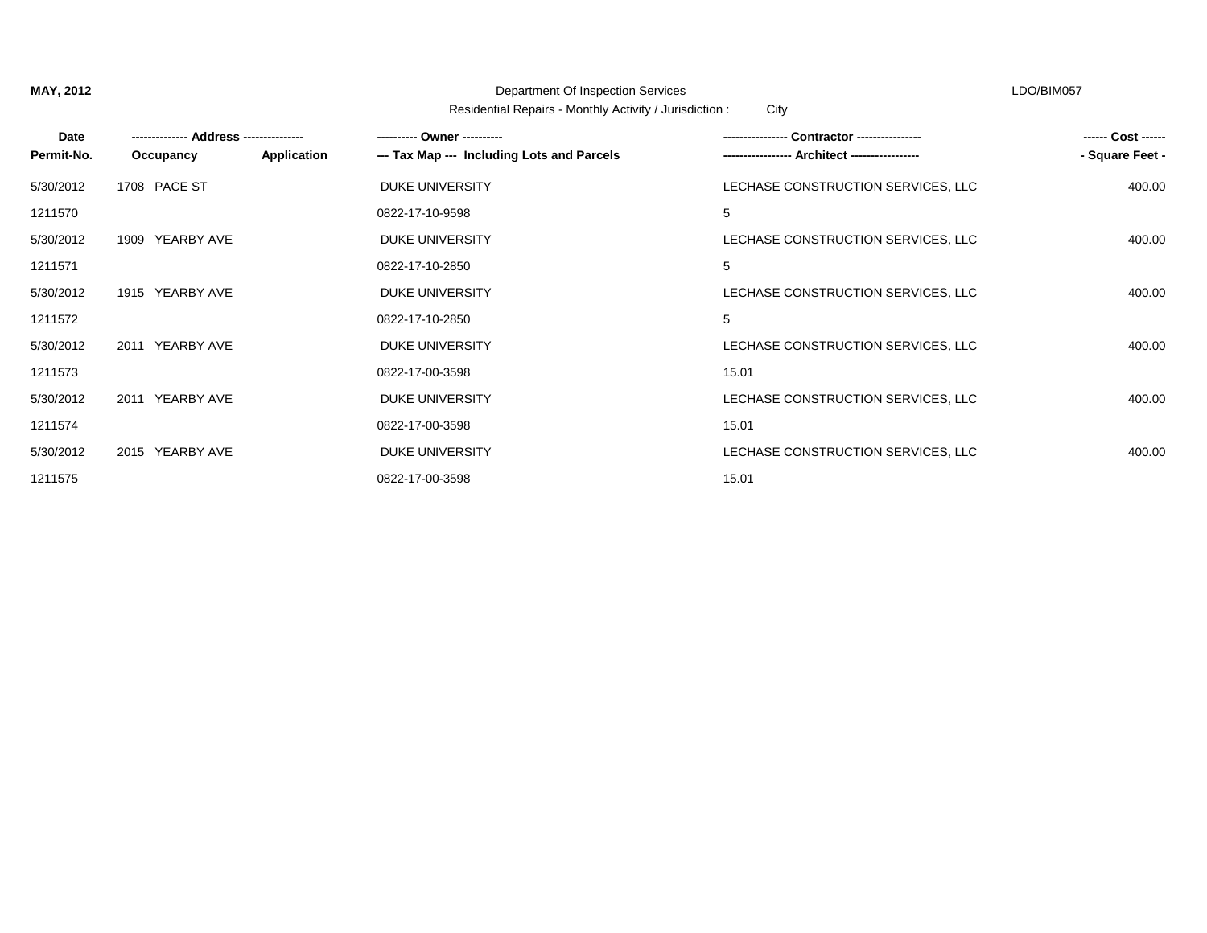**MAY, 2012** Department Of Inspection Services LDO/BIM057

Residential Repairs - Monthly Activity / Jurisdiction : City

| Date<br>Permit-No. | ------------- Address --------------<br>Occupancy | <br>Application | ---------- Owner ----------<br>--- Tax Map --- Including Lots and Parcels | ---------------- Contractor ----------------<br>----------------- Architect ----------------- | ------ Cost ------<br>- Square Feet - |
|---|---|---|---|---|---|
| 5/30/2012 | 1708 PACE ST | | DUKE UNIVERSITY | LECHASE CONSTRUCTION SERVICES, LLC | 400.00 |
| 1211570 | | | 0822-17-10-9598 | 5 | |
| 5/30/2012 | 1909 YEARBY AVE | | DUKE UNIVERSITY | LECHASE CONSTRUCTION SERVICES, LLC | 400.00 |
| 1211571 | | | 0822-17-10-2850 | 5 | |
| 5/30/2012 | 1915 YEARBY AVE | | DUKE UNIVERSITY | LECHASE CONSTRUCTION SERVICES, LLC | 400.00 |
| 1211572 | | | 0822-17-10-2850 | 5 | |
| 5/30/2012 | 2011 YEARBY AVE | | DUKE UNIVERSITY | LECHASE CONSTRUCTION SERVICES, LLC | 400.00 |
| 1211573 | | | 0822-17-00-3598 | 15.01 | |
| 5/30/2012 | 2011 YEARBY AVE | | DUKE UNIVERSITY | LECHASE CONSTRUCTION SERVICES, LLC | 400.00 |
| 1211574 | | | 0822-17-00-3598 | 15.01 | |
| 5/30/2012 | 2015 YEARBY AVE | | DUKE UNIVERSITY | LECHASE CONSTRUCTION SERVICES, LLC | 400.00 |
| 1211575 | | | 0822-17-00-3598 | 15.01 | |